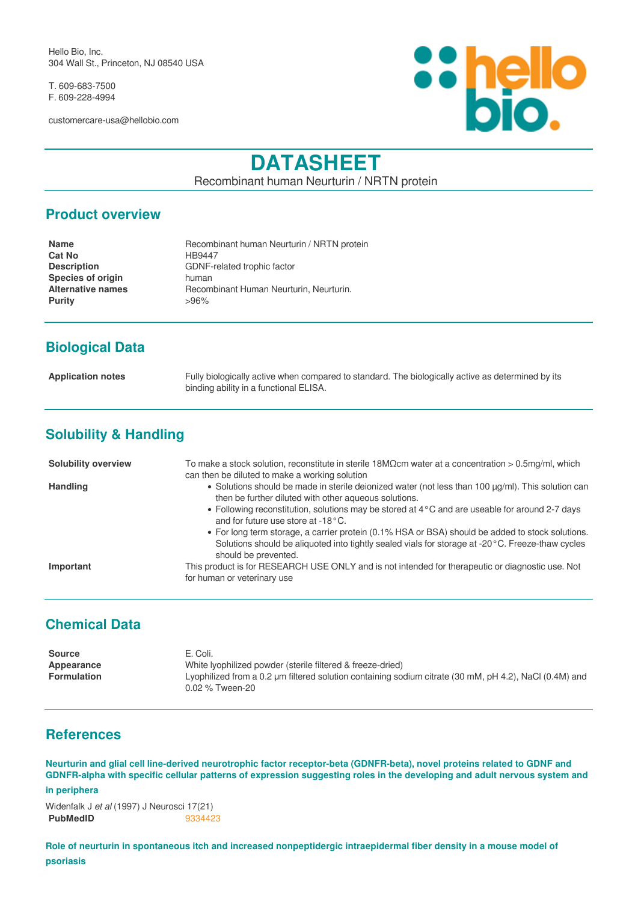Hello Bio, Inc.
304 Wall St., Princeton, NJ 08540 USA

T. 609-683-7500
F. 609-228-4994

customercare-usa@hellobio.com

# DATASHEET

Recombinant human Neurturin / NRTN protein

## Product overview

| | |
|---|---|
| **Name** | Recombinant human Neurturin / NRTN protein |
| **Cat No** | HB9447 |
| **Description** | GDNF-related trophic factor |
| **Species of origin** | human |
| **Alternative names** | Recombinant Human Neurturin, Neurturin. |
| **Purity** | >96% |

## Biological Data

| | |
|---|---|
| **Application notes** | Fully biologically active when compared to standard. The biologically active as determined by its binding ability in a functional ELISA. |

## Solubility & Handling

**Solubility overview**
To make a stock solution, reconstitute in sterile 18MΩcm water at a concentration > 0.5mg/ml, which can then be diluted to make a working solution

**Handling**
- Solutions should be made in sterile deionized water (not less than 100 µg/ml). This solution can then be further diluted with other aqueous solutions.
- Following reconstitution, solutions may be stored at 4°C and are useable for around 2-7 days and for future use store at -18°C.
- For long term storage, a carrier protein (0.1% HSA or BSA) should be added to stock solutions. Solutions should be aliquoted into tightly sealed vials for storage at -20°C. Freeze-thaw cycles should be prevented.

**Important**
This product is for RESEARCH USE ONLY and is not intended for therapeutic or diagnostic use. Not for human or veterinary use

## Chemical Data

| | |
|---|---|
| **Source** | E. Coli. |
| **Appearance** | White lyophilized powder (sterile filtered & freeze-dried) |
| **Formulation** | Lyophilized from a 0.2 µm filtered solution containing sodium citrate (30 mM, pH 4.2), NaCl (0.4M) and 0.02 % Tween-20 |

## References

**Neurturin and glial cell line-derived neurotrophic factor receptor-beta (GDNFR-beta), novel proteins related to GDNF and GDNFR-alpha with specific cellular patterns of expression suggesting roles in the developing and adult nervous system and in periphera**

Widenfalk J *et al* (1997) J Neurosci 17(21)
**PubMedID** 9334423

**Role of neurturin in spontaneous itch and increased nonpeptidergic intraepidermal fiber density in a mouse model of psoriasis**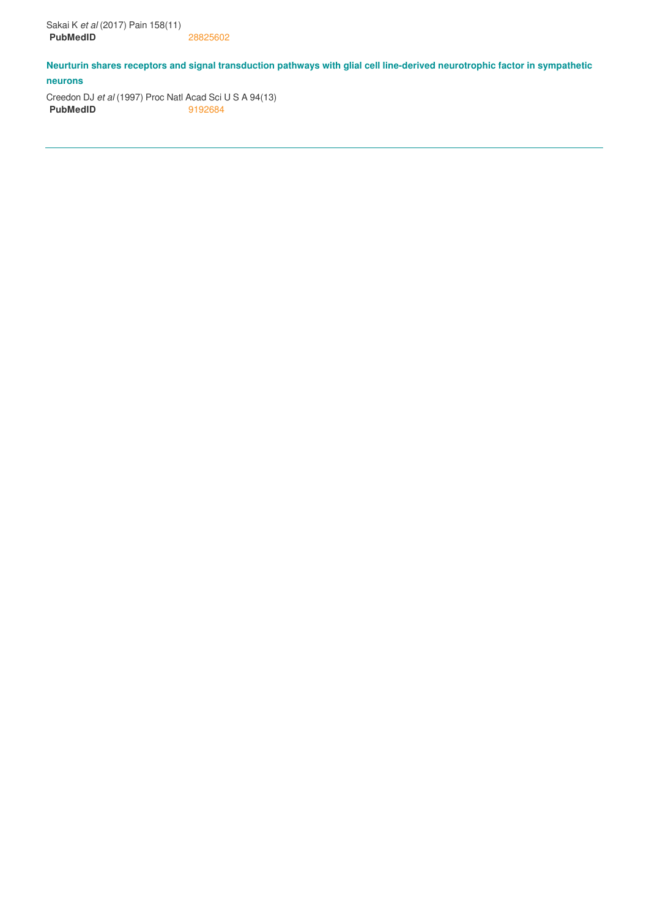Sakai K *et al* (2017) Pain 158(11)
**PubMedID** 28825602

**Neurturin shares receptors and signal transduction pathways with glial cell line-derived neurotrophic factor in sympathetic neurons**

Creedon DJ *et al* (1997) Proc Natl Acad Sci U S A 94(13)
**PubMedID** 9192684

---